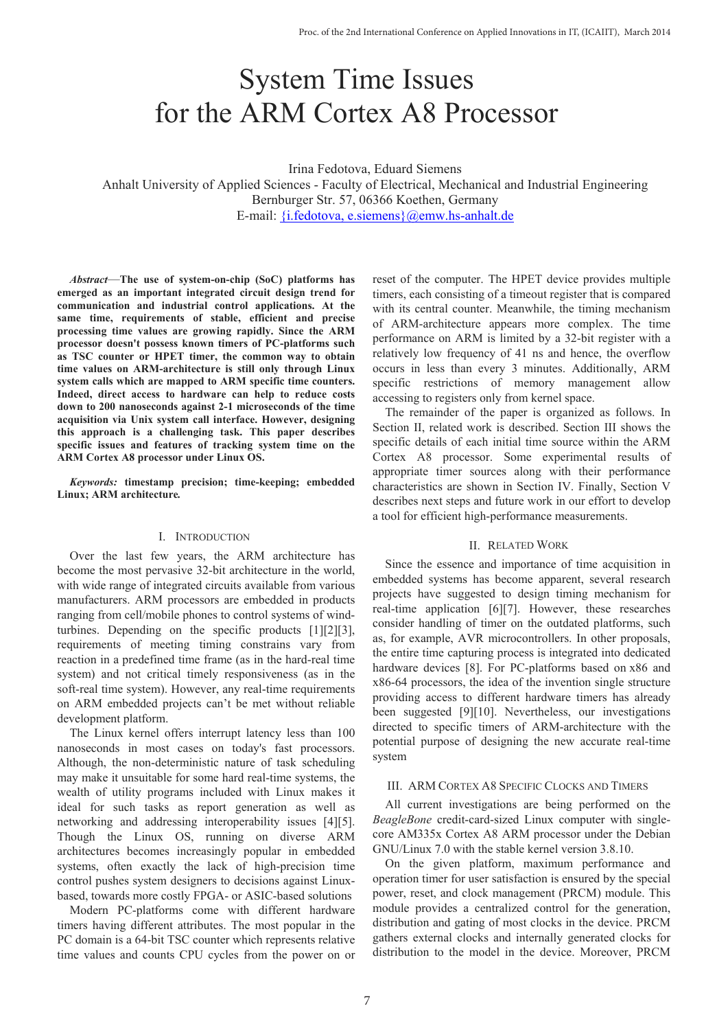# System Time Issues for the ARM Cortex A8 Processor

Irina Fedotova, Eduard Siemens
Anhalt University of Applied Sciences - Faculty of Electrical, Mechanical and Industrial Engineering
Bernburger Str. 57, 06366 Koethen, Germany
E-mail: {i.fedotova, e.siemens}@emw.hs-anhalt.de

***Abstract*—The use of system-on-chip (SoC) platforms has emerged as an important integrated circuit design trend for communication and industrial control applications. At the same time, requirements of stable, efficient and precise processing time values are growing rapidly. Since the ARM processor doesn't possess known timers of PC-platforms such as TSC counter or HPET timer, the common way to obtain time values on ARM-architecture is still only through Linux system calls which are mapped to ARM specific time counters. Indeed, direct access to hardware can help to reduce costs down to 200 nanoseconds against 2-1 microseconds of the time acquisition via Unix system call interface. However, designing this approach is a challenging task. This paper describes specific issues and features of tracking system time on the ARM Cortex A8 processor under Linux OS.**

***Keywords:* timestamp precision; time-keeping; embedded Linux; ARM architecture.**

## I. Introduction

Over the last few years, the ARM architecture has become the most pervasive 32-bit architecture in the world, with wide range of integrated circuits available from various manufacturers. ARM processors are embedded in products ranging from cell/mobile phones to control systems of wind-turbines. Depending on the specific products [1][2][3], requirements of meeting timing constrains vary from reaction in a predefined time frame (as in the hard-real time system) and not critical timely responsiveness (as in the soft-real time system). However, any real-time requirements on ARM embedded projects can't be met without reliable development platform.

The Linux kernel offers interrupt latency less than 100 nanoseconds in most cases on today's fast processors. Although, the non-deterministic nature of task scheduling may make it unsuitable for some hard real-time systems, the wealth of utility programs included with Linux makes it ideal for such tasks as report generation as well as networking and addressing interoperability issues [4][5]. Though the Linux OS, running on diverse ARM architectures becomes increasingly popular in embedded systems, often exactly the lack of high-precision time control pushes system designers to decisions against Linux-based, towards more costly FPGA- or ASIC-based solutions

Modern PC-platforms come with different hardware timers having different attributes. The most popular in the PC domain is a 64-bit TSC counter which represents relative time values and counts CPU cycles from the power on or reset of the computer. The HPET device provides multiple timers, each consisting of a timeout register that is compared with its central counter. Meanwhile, the timing mechanism of ARM-architecture appears more complex. The time performance on ARM is limited by a 32-bit register with a relatively low frequency of 41 ns and hence, the overflow occurs in less than every 3 minutes. Additionally, ARM specific restrictions of memory management allow accessing to registers only from kernel space.

The remainder of the paper is organized as follows. In Section II, related work is described. Section III shows the specific details of each initial time source within the ARM Cortex A8 processor. Some experimental results of appropriate timer sources along with their performance characteristics are shown in Section IV. Finally, Section V describes next steps and future work in our effort to develop a tool for efficient high-performance measurements.

## II. Related Work

Since the essence and importance of time acquisition in embedded systems has become apparent, several research projects have suggested to design timing mechanism for real-time application [6][7]. However, these researches consider handling of timer on the outdated platforms, such as, for example, AVR microcontrollers. In other proposals, the entire time capturing process is integrated into dedicated hardware devices [8]. For PC-platforms based on x86 and x86-64 processors, the idea of the invention single structure providing access to different hardware timers has already been suggested [9][10]. Nevertheless, our investigations directed to specific timers of ARM-architecture with the potential purpose of designing the new accurate real-time system

## III. ARM Cortex A8 Specific Clocks and Timers

All current investigations are being performed on the *BeagleBone* credit-card-sized Linux computer with single-core AM335x Cortex A8 ARM processor under the Debian GNU/Linux 7.0 with the stable kernel version 3.8.10.

On the given platform, maximum performance and operation timer for user satisfaction is ensured by the special power, reset, and clock management (PRCM) module. This module provides a centralized control for the generation, distribution and gating of most clocks in the device. PRCM gathers external clocks and internally generated clocks for distribution to the model in the device. Moreover, PRCM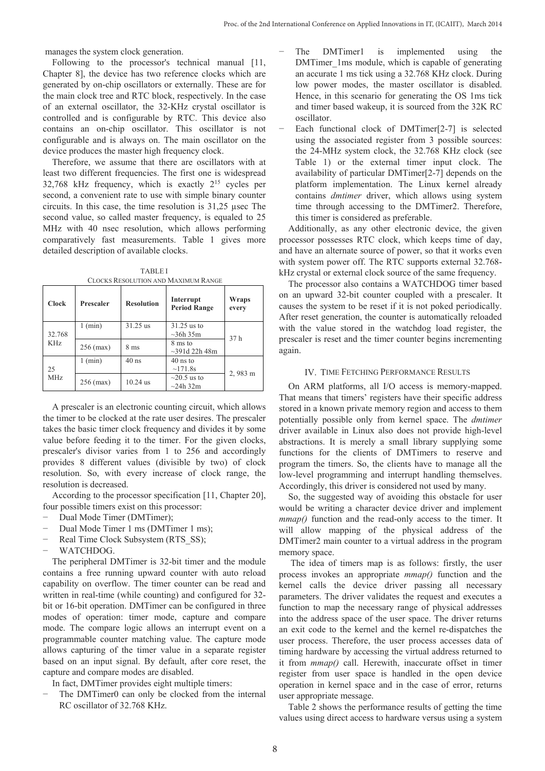manages the system clock generation.

Following to the processor's technical manual [11, Chapter 8], the device has two reference clocks which are generated by on-chip oscillators or externally. These are for the main clock tree and RTC block, respectively. In the case of an external oscillator, the 32-KHz crystal oscillator is controlled and is configurable by RTC. This device also contains an on-chip oscillator. This oscillator is not configurable and is always on. The main oscillator on the device produces the master high frequency clock.

Therefore, we assume that there are oscillators with at least two different frequencies. The first one is widespread 32,768 kHz frequency, which is exactly $2^{15}$ cycles per second, a convenient rate to use with simple binary counter circuits. In this case, the time resolution is 31,25 µsec The second value, so called master frequency, is equaled to 25 MHz with 40 nsec resolution, which allows performing comparatively fast measurements. Table 1 gives more detailed description of available clocks.

TABLE I
CLOCKS RESOLUTION AND MAXIMUM RANGE

| Clock | Prescaler | Resolution | Interrupt Period Range | Wraps every |
|---|---|---|---|---|
| 32.768 KHz | 1 (min) | 31.25 us | 31.25 us to ~36h 35m | 37 h |
| | 256 (max) | 8 ms | 8 ms to ~391d 22h 48m | |
| 25 MHz | 1 (min) | 40 ns | 40 ns to ~171.8s | 2, 983 m |
| | 256 (max) | 10.24 us | ~20.5 us to ~24h 32m | |

A prescaler is an electronic counting circuit, which allows the timer to be clocked at the rate user desires. The prescaler takes the basic timer clock frequency and divides it by some value before feeding it to the timer. For the given clocks, prescaler's divisor varies from 1 to 256 and accordingly provides 8 different values (divisible by two) of clock resolution. So, with every increase of clock range, the resolution is decreased.

According to the processor specification [11, Chapter 20], four possible timers exist on this processor:

- Dual Mode Timer (DMTimer);
- Dual Mode Timer 1 ms (DMTimer 1 ms);
- Real Time Clock Subsystem (RTS_SS);
- WATCHDOG.

The peripheral DMTimer is 32-bit timer and the module contains a free running upward counter with auto reload capability on overflow. The timer counter can be read and written in real-time (while counting) and configured for 32-bit or 16-bit operation. DMTimer can be configured in three modes of operation: timer mode, capture and compare mode. The compare logic allows an interrupt event on a programmable counter matching value. The capture mode allows capturing of the timer value in a separate register based on an input signal. By default, after core reset, the capture and compare modes are disabled.

In fact, DMTimer provides eight multiple timers:

- The DMTimer0 can only be clocked from the internal RC oscillator of 32.768 KHz.
- The DMTimer1 is implemented using the DMTimer_1ms module, which is capable of generating an accurate 1 ms tick using a 32.768 KHz clock. During low power modes, the master oscillator is disabled. Hence, in this scenario for generating the OS 1ms tick and timer based wakeup, it is sourced from the 32K RC oscillator.
- Each functional clock of DMTimer[2-7] is selected using the associated register from 3 possible sources: the 24-MHz system clock, the 32.768 KHz clock (see Table 1) or the external timer input clock. The availability of particular DMTimer[2-7] depends on the platform implementation. The Linux kernel already contains *dmtimer* driver, which allows using system time through accessing to the DMTimer2. Therefore, this timer is considered as preferable.

Additionally, as any other electronic device, the given processor possesses RTC clock, which keeps time of day, and have an alternate source of power, so that it works even with system power off. The RTC supports external 32.768-kHz crystal or external clock source of the same frequency.

The processor also contains a WATCHDOG timer based on an upward 32-bit counter coupled with a prescaler. It causes the system to be reset if it is not poked periodically. After reset generation, the counter is automatically reloaded with the value stored in the watchdog load register, the prescaler is reset and the timer counter begins incrementing again.

## IV. TIME FETCHING PERFORMANCE RESULTS

On ARM platforms, all I/O access is memory-mapped. That means that timers' registers have their specific address stored in a known private memory region and access to them potentially possible only from kernel space. The *dmtimer* driver available in Linux also does not provide high-level abstractions. It is merely a small library supplying some functions for the clients of DMTimers to reserve and program the timers. So, the clients have to manage all the low-level programming and interrupt handling themselves. Accordingly, this driver is considered not used by many.

So, the suggested way of avoiding this obstacle for user would be writing a character device driver and implement *mmap()* function and the read-only access to the timer. It will allow mapping of the physical address of the DMTimer2 main counter to a virtual address in the program memory space.

The idea of timers map is as follows: firstly, the user process invokes an appropriate *mmap()* function and the kernel calls the device driver passing all necessary parameters. The driver validates the request and executes a function to map the necessary range of physical addresses into the address space of the user space. The driver returns an exit code to the kernel and the kernel re-dispatches the user process. Therefore, the user process accesses data of timing hardware by accessing the virtual address returned to it from *mmap()* call. Herewith, inaccurate offset in timer register from user space is handled in the open device operation in kernel space and in the case of error, returns user appropriate message.

Table 2 shows the performance results of getting the time values using direct access to hardware versus using a system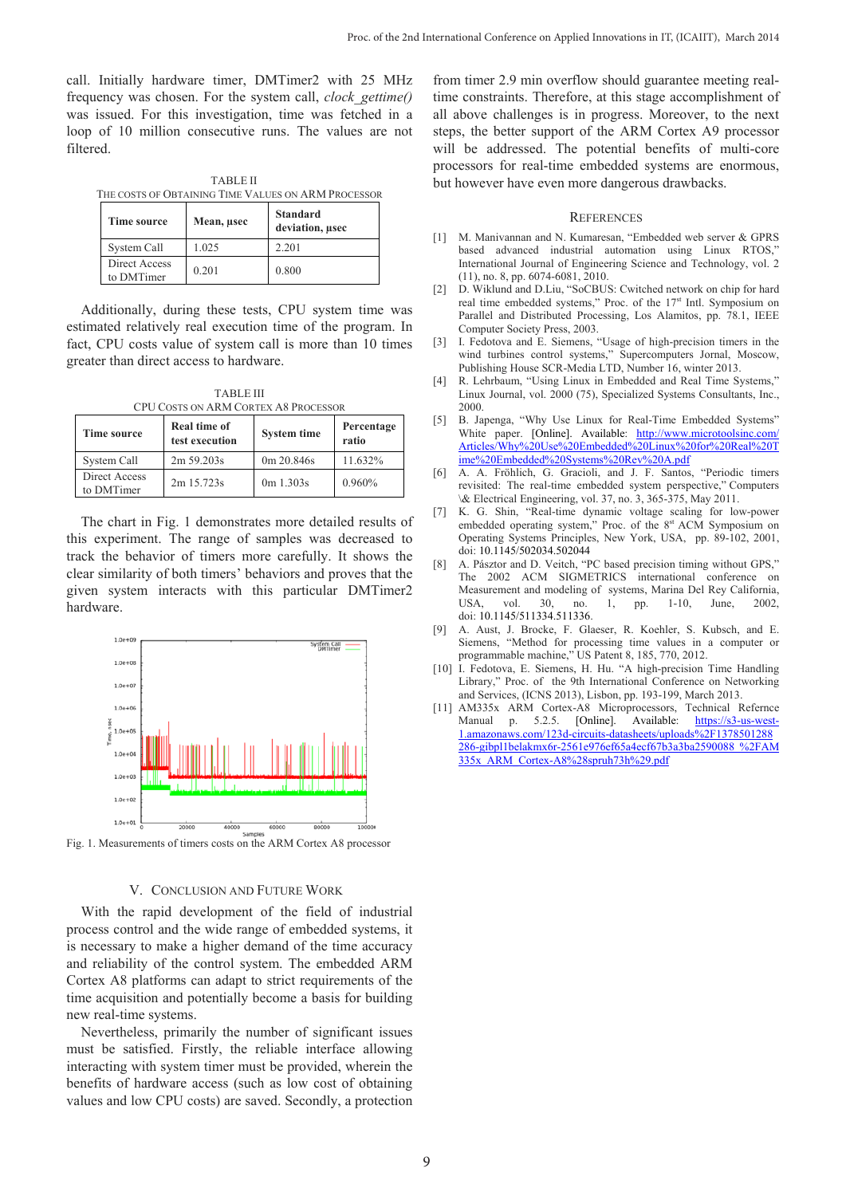call. Initially hardware timer, DMTimer2 with 25 MHz frequency was chosen. For the system call, *clock_gettime()* was issued. For this investigation, time was fetched in a loop of 10 million consecutive runs. The values are not filtered.

TABLE II
THE COSTS OF OBTAINING TIME VALUES ON ARM PROCESSOR

| Time source | Mean, µsec | Standard deviation, µsec |
|---|---|---|
| System Call | 1.025 | 2.201 |
| Direct Access to DMTimer | 0.201 | 0.800 |

Additionally, during these tests, CPU system time was estimated relatively real execution time of the program. In fact, CPU costs value of system call is more than 10 times greater than direct access to hardware.

TABLE III
CPU COSTS ON ARM CORTEX A8 PROCESSOR

| Time source | Real time of test execution | System time | Percentage ratio |
|---|---|---|---|
| System Call | 2m 59.203s | 0m 20.846s | 11.632% |
| Direct Access to DMTimer | 2m 15.723s | 0m 1.303s | 0.960% |

The chart in Fig. 1 demonstrates more detailed results of this experiment. The range of samples was decreased to track the behavior of timers more carefully. It shows the clear similarity of both timers' behaviors and proves that the given system interacts with this particular DMTimer2 hardware.

1.0e+09
1.0e+08
1.0e+07
1.0e+06
1.0e+05
1.0e+04
1.0e+03
1.0e+02
1.0e+01
Time, nsec
0
20000
40000
60000
80000
100000
Samples
System Call
DMTimer

Fig. 1. Measurements of timers costs on the ARM Cortex A8 processor

## V. CONCLUSION AND FUTURE WORK

With the rapid development of the field of industrial process control and the wide range of embedded systems, it is necessary to make a higher demand of the time accuracy and reliability of the control system. The embedded ARM Cortex A8 platforms can adapt to strict requirements of the time acquisition and potentially become a basis for building new real-time systems.

Nevertheless, primarily the number of significant issues must be satisfied. Firstly, the reliable interface allowing interacting with system timer must be provided, wherein the benefits of hardware access (such as low cost of obtaining values and low CPU costs) are saved. Secondly, a protection from timer 2.9 min overflow should guarantee meeting real-time constraints. Therefore, at this stage accomplishment of all above challenges is in progress. Moreover, to the next steps, the better support of the ARM Cortex A9 processor will be addressed. The potential benefits of multi-core processors for real-time embedded systems are enormous, but however have even more dangerous drawbacks.

## REFERENCES

[1] M. Manivannan and N. Kumaresan, "Embedded web server & GPRS based advanced industrial automation using Linux RTOS," International Journal of Engineering Science and Technology, vol. 2 (11), no. 8, pp. 6074-6081, 2010.

[2] D. Wiklund and D.Liu, "SoCBUS: Cwitched network on chip for hard real time embedded systems," Proc. of the 17st Intl. Symposium on Parallel and Distributed Processing, Los Alamitos, pp. 78.1, IEEE Computer Society Press, 2003.

[3] I. Fedotova and E. Siemens, "Usage of high-precision timers in the wind turbines control systems," Supercomputers Jornal, Moscow, Publishing House SCR-Media LTD, Number 16, winter 2013.

[4] R. Lehrbaum, "Using Linux in Embedded and Real Time Systems," Linux Journal, vol. 2000 (75), Specialized Systems Consultants, Inc., 2000.

[5] B. Japenga, "Why Use Linux for Real-Time Embedded Systems" White paper. [Online]. Available: http://www.microtoolsinc.com/Articles/Why%20Use%20Embedded%20Linux%20for%20Real%20Time%20Embedded%20Systems%20Rev%20A.pdf

[6] A. A. Fröhlich, G. Gracioli, and J. F. Santos, "Periodic timers revisited: The real-time embedded system perspective," Computers \& Electrical Engineering, vol. 37, no. 3, 365-375, May 2011.

[7] K. G. Shin, "Real-time dynamic voltage scaling for low-power embedded operating system," Proc. of the 8st ACM Symposium on Operating Systems Principles, New York, USA, pp. 89-102, 2001, doi: 10.1145/502034.502044

[8] A. Pásztor and D. Veitch, "PC based precision timing without GPS," The 2002 ACM SIGMETRICS international conference on Measurement and modeling of systems, Marina Del Rey California, USA, vol. 30, no. 1, pp. 1-10, June, 2002, doi: 10.1145/511334.511336.

[9] A. Aust, J. Brocke, F. Glaeser, R. Koehler, S. Kubsch, and E. Siemens, "Method for processing time values in a computer or programmable machine," US Patent 8, 185, 770, 2012.

[10] I. Fedotova, E. Siemens, H. Hu. "A high-precision Time Handling Library," Proc. of the 9th International Conference on Networking and Services, (ICNS 2013), Lisbon, pp. 193-199, March 2013.

[11] AM335x ARM Cortex-A8 Microprocessors, Technical Refernce Manual p. 5.2.5. [Online]. Available: https://s3-us-west-1.amazonaws.com/123d-circuits-datasheets/uploads%2F1378501288286-gibpl1belakmx6r-2561e976ef65a4ecf67b3a3ba2590088_%2FAM335x_ARM_Cortex-A8%28spruh73h%29.pdf